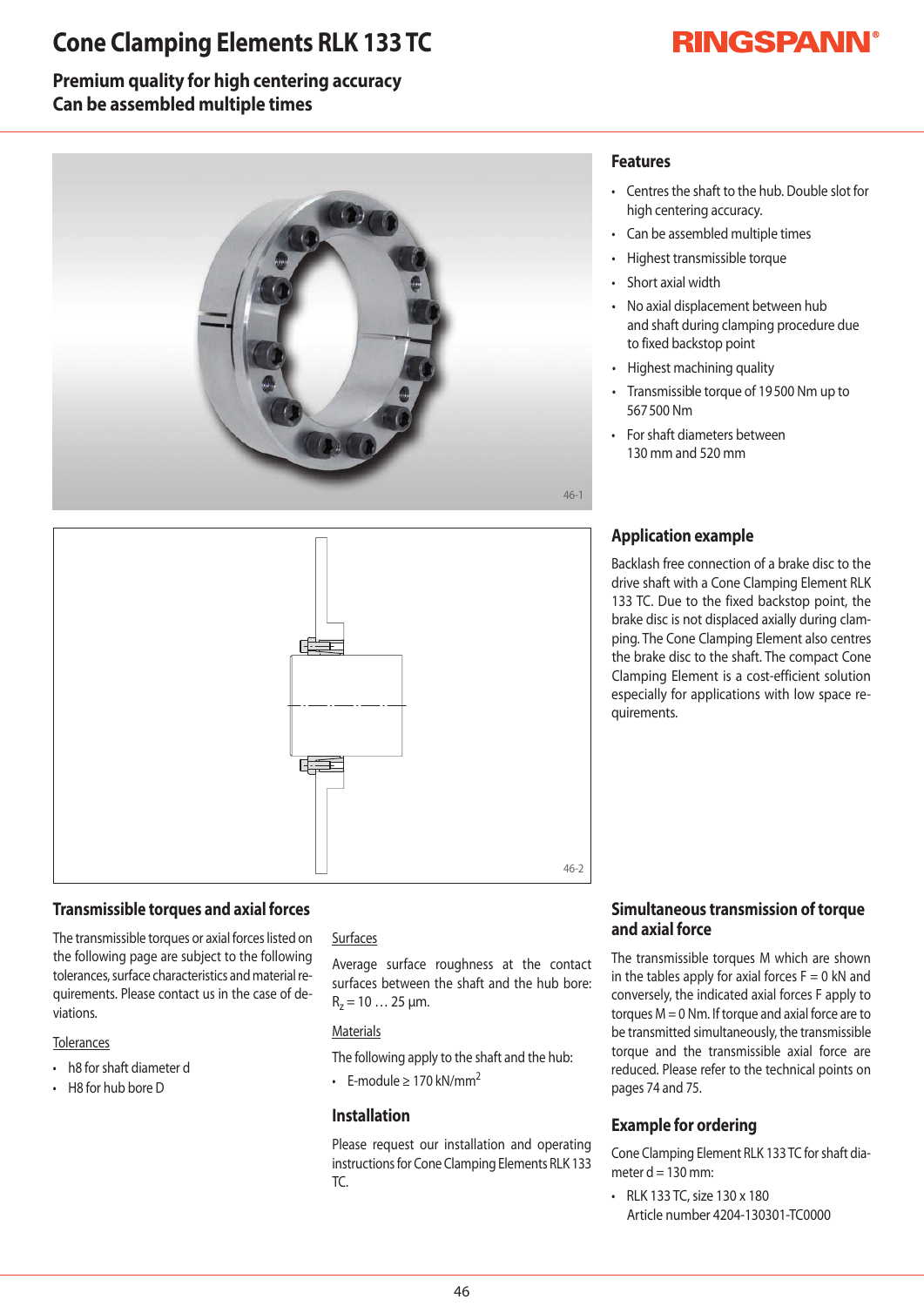# Cone Clamping Elements RLK 133 TC

**Premium quality for high centering accuracy**
**Can be assembled multiple times**

46-1

46-2

## Features

- Centres the shaft to the hub. Double slot for high centering accuracy.
- Can be assembled multiple times
- Highest transmissible torque
- Short axial width
- No axial displacement between hub and shaft during clamping procedure due to fixed backstop point
- Highest machining quality
- Transmissible torque of 19 500 Nm up to 567 500 Nm
- For shaft diameters between 130 mm and 520 mm

## Application example

Backlash free connection of a brake disc to the drive shaft with a Cone Clamping Element RLK 133 TC. Due to the fixed backstop point, the brake disc is not displaced axially during clamping. The Cone Clamping Element also centres the brake disc to the shaft. The compact Cone Clamping Element is a cost-efficient solution especially for applications with low space requirements.

## Transmissible torques and axial forces

The transmissible torques or axial forces listed on the following page are subject to the following tolerances, surface characteristics and material requirements. Please contact us in the case of deviations.

Tolerances

- h8 for shaft diameter d
- H8 for hub bore D

Surfaces

Average surface roughness at the contact surfaces between the shaft and the hub bore: $R_z = 10 \ldots 25$ µm.

Materials

The following apply to the shaft and the hub:

- E-module ≥ 170 kN/mm$^2$

## Installation

Please request our installation and operating instructions for Cone Clamping Elements RLK 133 TC.

## Simultaneous transmission of torque and axial force

The transmissible torques M which are shown in the tables apply for axial forces F = 0 kN and conversely, the indicated axial forces F apply to torques M = 0 Nm. If torque and axial force are to be transmitted simultaneously, the transmissible torque and the transmissible axial force are reduced. Please refer to the technical points on pages 74 and 75.

## Example for ordering

Cone Clamping Element RLK 133 TC for shaft diameter d = 130 mm:

- RLK 133 TC, size 130 x 180
  Article number 4204-130301-TC0000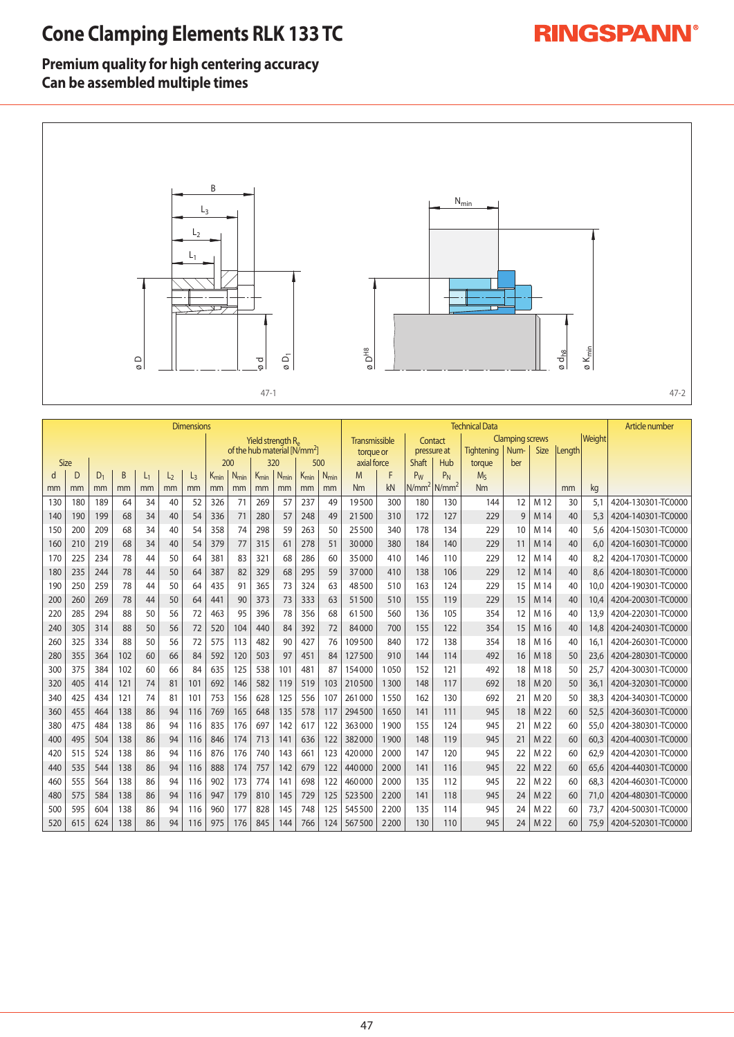# Cone Clamping Elements RLK 133 TC

RINGSPANN®

## Premium quality for high centering accuracy
## Can be assembled multiple times

B

$L_3$

$L_2$

$L_1$

ø D

ø d

ø $D_1$

47-1

$N_{min}$

ø $D^{H8}$

ø $d_{h8}$

ø $K_{min}$

47-2

| Dimensions | | | | | | | | | | | | | Technical Data | | | | | | | | | Article number |
|---|---|---|---|---|---|---|---|---|---|---|---|---|---|---|---|---|---|---|---|---|---|---|
| Size | | | | | | | Yield strength $R_e$ of the hub material [N/mm²] | | | | | | Transmissible torque or axial force | | Contact pressure at | | Clamping screws | | | | Weight | |
| | | | | | | | 200 | | 320 | | 500 | | | | Shaft | Hub | Tightening torque | Number | Size | Length | | |
| d | D | $D_1$ | B | $L_1$ | $L_2$ | $L_3$ | $K_{min}$ | $N_{min}$ | $K_{min}$ | $N_{min}$ | $K_{min}$ | $N_{min}$ | M | F | $P_W$ | $P_N$ | $M_S$ | | | | | |
| mm | mm | mm | mm | mm | mm | mm | mm | mm | mm | mm | mm | mm | Nm | kN | N/mm² | N/mm² | Nm | | | mm | kg | |
| 130 | 180 | 189 | 64 | 34 | 40 | 52 | 326 | 71 | 269 | 57 | 237 | 49 | 19 500 | 300 | 180 | 130 | 144 | 12 | M 12 | 30 | 5,1 | 4204-130301-TC0000 |
| 140 | 190 | 199 | 68 | 34 | 40 | 54 | 336 | 71 | 280 | 57 | 248 | 49 | 21 500 | 310 | 172 | 127 | 229 | 9 | M 14 | 40 | 5,3 | 4204-140301-TC0000 |
| 150 | 200 | 209 | 68 | 34 | 40 | 54 | 358 | 74 | 298 | 59 | 263 | 50 | 25 500 | 340 | 178 | 134 | 229 | 10 | M 14 | 40 | 5,6 | 4204-150301-TC0000 |
| 160 | 210 | 219 | 68 | 34 | 40 | 54 | 379 | 77 | 315 | 61 | 278 | 51 | 30 000 | 380 | 184 | 140 | 229 | 11 | M 14 | 40 | 6,0 | 4204-160301-TC0000 |
| 170 | 225 | 234 | 78 | 44 | 50 | 64 | 381 | 83 | 321 | 68 | 286 | 60 | 35 000 | 410 | 146 | 110 | 229 | 12 | M 14 | 40 | 8,2 | 4204-170301-TC0000 |
| 180 | 235 | 244 | 78 | 44 | 50 | 64 | 387 | 82 | 329 | 68 | 295 | 59 | 37 000 | 410 | 138 | 106 | 229 | 12 | M 14 | 40 | 8,6 | 4204-180301-TC0000 |
| 190 | 250 | 259 | 78 | 44 | 50 | 64 | 435 | 91 | 365 | 73 | 324 | 63 | 48 500 | 510 | 163 | 124 | 229 | 15 | M 14 | 40 | 10,0 | 4204-190301-TC0000 |
| 200 | 260 | 269 | 78 | 44 | 50 | 64 | 441 | 90 | 373 | 73 | 333 | 63 | 51 500 | 510 | 155 | 119 | 229 | 15 | M 14 | 40 | 10,4 | 4204-200301-TC0000 |
| 220 | 285 | 294 | 88 | 50 | 56 | 72 | 463 | 95 | 396 | 78 | 356 | 68 | 61 500 | 560 | 136 | 105 | 354 | 12 | M 16 | 40 | 13,9 | 4204-220301-TC0000 |
| 240 | 305 | 314 | 88 | 50 | 56 | 72 | 520 | 104 | 440 | 84 | 392 | 72 | 84 000 | 700 | 155 | 122 | 354 | 15 | M 16 | 40 | 14,8 | 4204-240301-TC0000 |
| 260 | 325 | 334 | 88 | 50 | 56 | 72 | 575 | 113 | 482 | 90 | 427 | 76 | 109 500 | 840 | 172 | 138 | 354 | 18 | M 16 | 40 | 16,1 | 4204-260301-TC0000 |
| 280 | 355 | 364 | 102 | 60 | 66 | 84 | 592 | 120 | 503 | 97 | 451 | 84 | 127 500 | 910 | 144 | 114 | 492 | 16 | M 18 | 50 | 23,6 | 4204-280301-TC0000 |
| 300 | 375 | 384 | 102 | 60 | 66 | 84 | 635 | 125 | 538 | 101 | 481 | 87 | 154 000 | 1 050 | 152 | 121 | 492 | 18 | M 18 | 50 | 25,7 | 4204-300301-TC0000 |
| 320 | 405 | 414 | 121 | 74 | 81 | 101 | 692 | 146 | 582 | 119 | 519 | 103 | 210 500 | 1 300 | 148 | 117 | 692 | 18 | M 20 | 50 | 36,1 | 4204-320301-TC0000 |
| 340 | 425 | 434 | 121 | 74 | 81 | 101 | 753 | 156 | 628 | 125 | 556 | 107 | 261 000 | 1 550 | 162 | 130 | 692 | 21 | M 20 | 50 | 38,3 | 4204-340301-TC0000 |
| 360 | 455 | 464 | 138 | 86 | 94 | 116 | 769 | 165 | 648 | 135 | 578 | 117 | 294 500 | 1 650 | 141 | 111 | 945 | 18 | M 22 | 60 | 52,5 | 4204-360301-TC0000 |
| 380 | 475 | 484 | 138 | 86 | 94 | 116 | 835 | 176 | 697 | 142 | 617 | 122 | 363 000 | 1 900 | 155 | 124 | 945 | 21 | M 22 | 60 | 55,0 | 4204-380301-TC0000 |
| 400 | 495 | 504 | 138 | 86 | 94 | 116 | 846 | 174 | 713 | 141 | 636 | 122 | 382 000 | 1 900 | 148 | 119 | 945 | 21 | M 22 | 60 | 60,3 | 4204-400301-TC0000 |
| 420 | 515 | 524 | 138 | 86 | 94 | 116 | 876 | 176 | 740 | 143 | 661 | 123 | 420 000 | 2 000 | 147 | 120 | 945 | 22 | M 22 | 60 | 62,9 | 4204-420301-TC0000 |
| 440 | 535 | 544 | 138 | 86 | 94 | 116 | 888 | 174 | 757 | 142 | 679 | 122 | 440 000 | 2 000 | 141 | 116 | 945 | 22 | M 22 | 60 | 65,6 | 4204-440301-TC0000 |
| 460 | 555 | 564 | 138 | 86 | 94 | 116 | 902 | 173 | 774 | 141 | 698 | 122 | 460 000 | 2 000 | 135 | 112 | 945 | 22 | M 22 | 60 | 68,3 | 4204-460301-TC0000 |
| 480 | 575 | 584 | 138 | 86 | 94 | 116 | 947 | 179 | 810 | 145 | 729 | 125 | 523 500 | 2 200 | 141 | 118 | 945 | 24 | M 22 | 60 | 71,0 | 4204-480301-TC0000 |
| 500 | 595 | 604 | 138 | 86 | 94 | 116 | 960 | 177 | 828 | 145 | 748 | 125 | 545 500 | 2 200 | 135 | 114 | 945 | 24 | M 22 | 60 | 73,7 | 4204-500301-TC0000 |
| 520 | 615 | 624 | 138 | 86 | 94 | 116 | 975 | 176 | 845 | 144 | 766 | 124 | 567 500 | 2 200 | 130 | 110 | 945 | 24 | M 22 | 60 | 75,9 | 4204-520301-TC0000 |